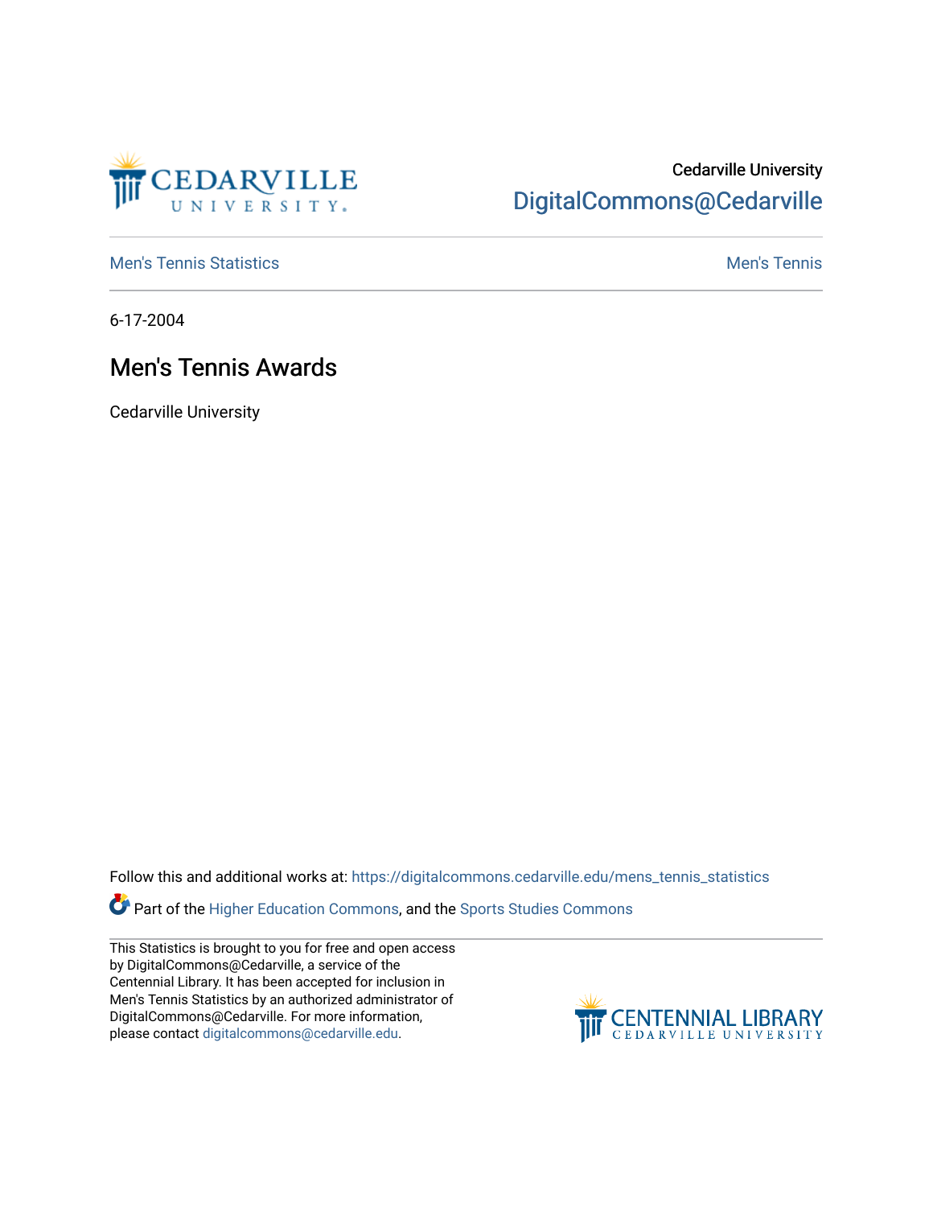Cedarville University
DigitalCommons@Cedarville

Men's Tennis Statistics | Men's Tennis

6-17-2004

# Men's Tennis Awards

Cedarville University

Follow this and additional works at: https://digitalcommons.cedarville.edu/mens_tennis_statistics

Part of the Higher Education Commons, and the Sports Studies Commons

This Statistics is brought to you for free and open access by DigitalCommons@Cedarville, a service of the Centennial Library. It has been accepted for inclusion in Men's Tennis Statistics by an authorized administrator of DigitalCommons@Cedarville. For more information, please contact digitalcommons@cedarville.edu.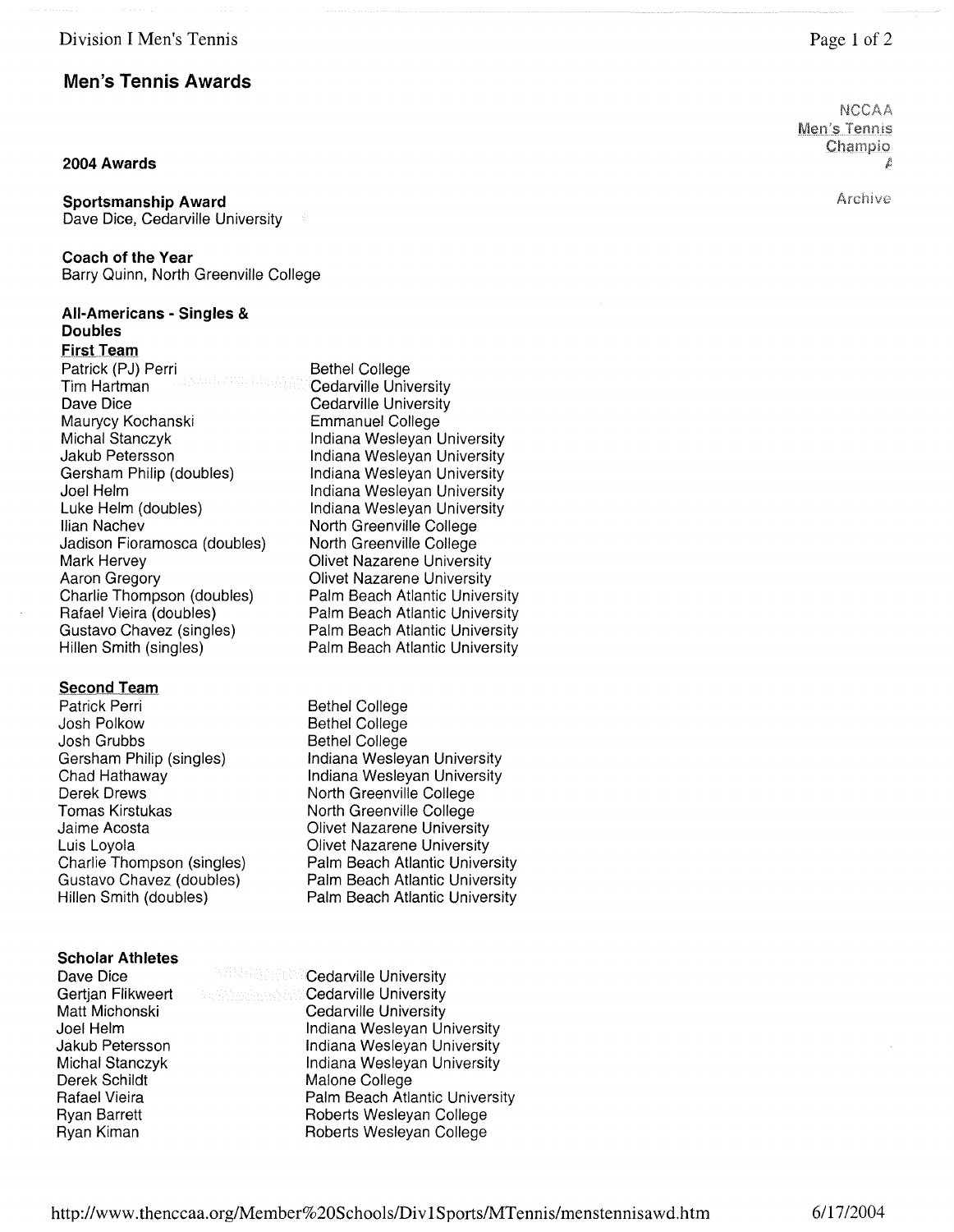# Men's Tennis Awards

NCCAA Men's Tennis Champio

Archive

### 2004 Awards

**Sportsmanship Award**
Dave Dice, Cedarville University

**Coach of the Year**
Barry Quinn, North Greenville College

**All-Americans - Singles & Doubles**

**First Team**

| | |
|---|---|
| Patrick (PJ) Perri | Bethel College |
| Tim Hartman | Cedarville University |
| Dave Dice | Cedarville University |
| Maurycy Kochanski | Emmanuel College |
| Michal Stanczyk | Indiana Wesleyan University |
| Jakub Petersson | Indiana Wesleyan University |
| Gersham Philip (doubles) | Indiana Wesleyan University |
| Joel Helm | Indiana Wesleyan University |
| Luke Helm (doubles) | Indiana Wesleyan University |
| Ilian Nachev | North Greenville College |
| Jadison Fioramosca (doubles) | North Greenville College |
| Mark Hervey | Olivet Nazarene University |
| Aaron Gregory | Olivet Nazarene University |
| Charlie Thompson (doubles) | Palm Beach Atlantic University |
| Rafael Vieira (doubles) | Palm Beach Atlantic University |
| Gustavo Chavez (singles) | Palm Beach Atlantic University |
| Hillen Smith (singles) | Palm Beach Atlantic University |

**Second Team**

| | |
|---|---|
| Patrick Perri | Bethel College |
| Josh Polkow | Bethel College |
| Josh Grubbs | Bethel College |
| Gersham Philip (singles) | Indiana Wesleyan University |
| Chad Hathaway | Indiana Wesleyan University |
| Derek Drews | North Greenville College |
| Tomas Kirstukas | North Greenville College |
| Jaime Acosta | Olivet Nazarene University |
| Luis Loyola | Olivet Nazarene University |
| Charlie Thompson (singles) | Palm Beach Atlantic University |
| Gustavo Chavez (doubles) | Palm Beach Atlantic University |
| Hillen Smith (doubles) | Palm Beach Atlantic University |

**Scholar Athletes**

| | |
|---|---|
| Dave Dice | Cedarville University |
| Gertjan Flikweert | Cedarville University |
| Matt Michonski | Cedarville University |
| Joel Helm | Indiana Wesleyan University |
| Jakub Petersson | Indiana Wesleyan University |
| Michal Stanczyk | Indiana Wesleyan University |
| Derek Schildt | Malone College |
| Rafael Vieira | Palm Beach Atlantic University |
| Ryan Barrett | Roberts Wesleyan College |
| Ryan Kiman | Roberts Wesleyan College |